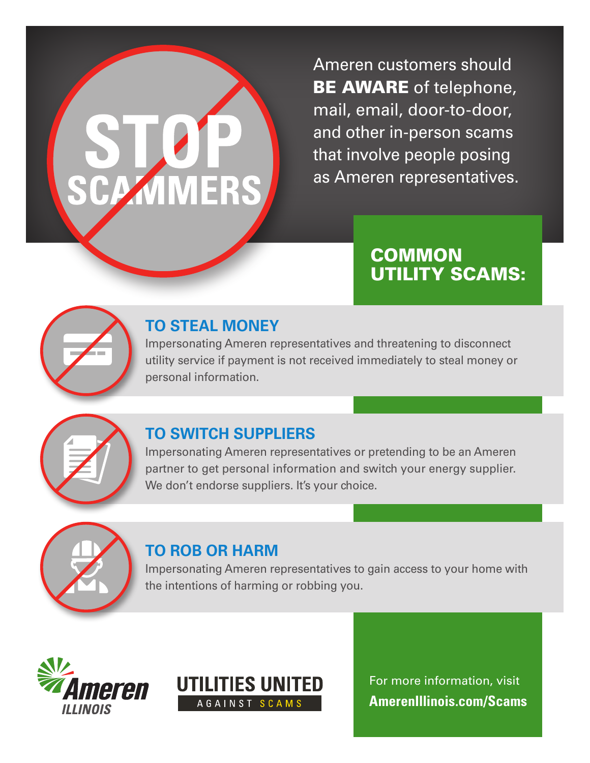# STOP SCAMMERS

Ameren customers should **BE AWARE** of telephone, mail, email, door-to-door, and other in-person scams that involve people posing as Ameren representatives.

## COMMON UTILITY SCAMS:

### TO STEAL MONEY

Impersonating Ameren representatives and threatening to disconnect utility service if payment is not received immediately to steal money or personal information.

### TO SWITCH SUPPLIERS

Impersonating Ameren representatives or pretending to be an Ameren partner to get personal information and switch your energy supplier. We don't endorse suppliers. It's your choice.

### TO ROB OR HARM

Impersonating Ameren representatives to gain access to your home with the intentions of harming or robbing you.

Ameren ILLINOIS

UTILITIES UNITED AGAINST SCAMS

For more information, visit **AmerenIllinois.com/Scams**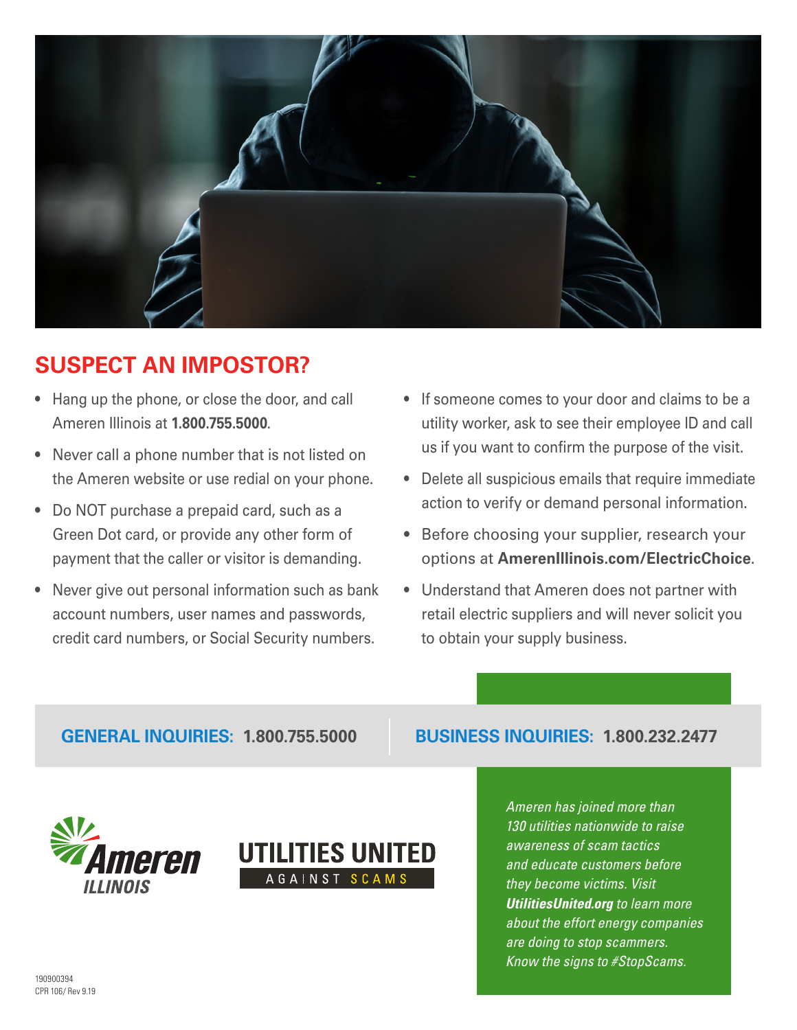## SUSPECT AN IMPOSTOR?

- Hang up the phone, or close the door, and call Ameren Illinois at **1.800.755.5000**.
- Never call a phone number that is not listed on the Ameren website or use redial on your phone.
- Do NOT purchase a prepaid card, such as a Green Dot card, or provide any other form of payment that the caller or visitor is demanding.
- Never give out personal information such as bank account numbers, user names and passwords, credit card numbers, or Social Security numbers.
- If someone comes to your door and claims to be a utility worker, ask to see their employee ID and call us if you want to confirm the purpose of the visit.
- Delete all suspicious emails that require immediate action to verify or demand personal information.
- Before choosing your supplier, research your options at **AmerenIllinois.com/ElectricChoice**.
- Understand that Ameren does not partner with retail electric suppliers and will never solicit you to obtain your supply business.

**GENERAL INQUIRIES: 1.800.755.5000**

**BUSINESS INQUIRIES: 1.800.232.2477**

Ameren ILLINOIS

UTILITIES UNITED AGAINST SCAMS

*Ameren has joined more than 130 utilities nationwide to raise awareness of scam tactics and educate customers before they become victims. Visit **UtilitiesUnited.org** to learn more about the effort energy companies are doing to stop scammers. Know the signs to #StopScams.*

190900394
CPR 106/ Rev 9.19